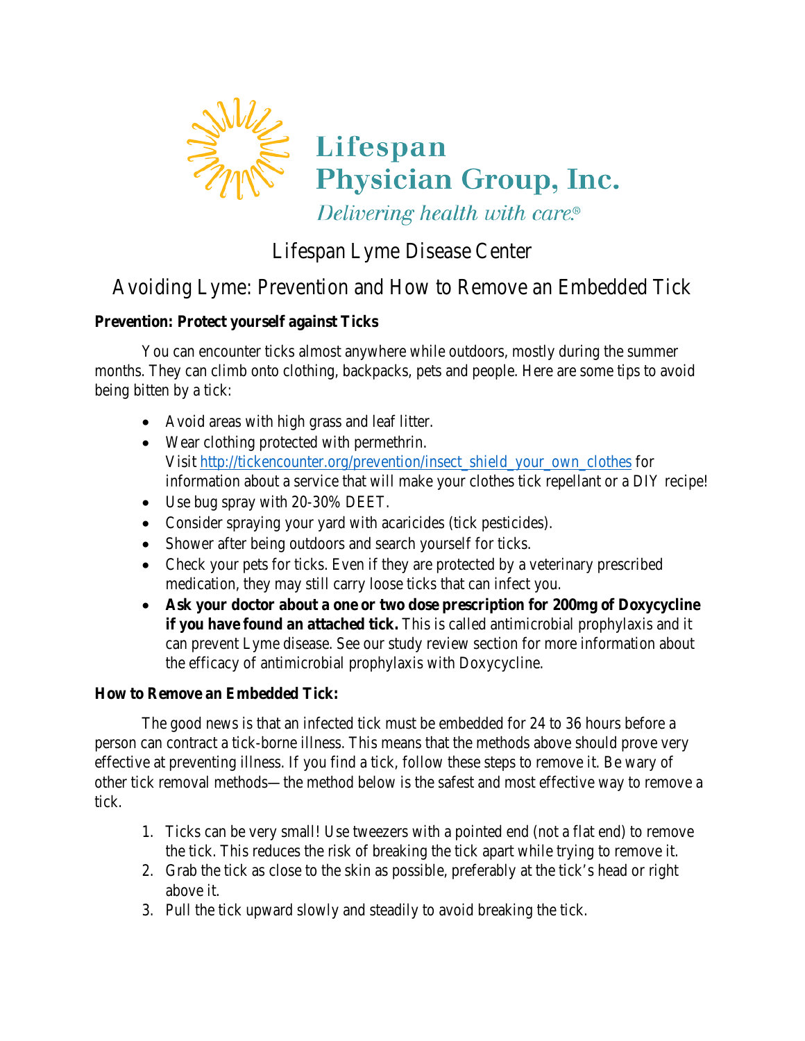Lifespan
Physician Group, Inc.
*Delivering health with care®*

# Lifespan Lyme Disease Center

## Avoiding Lyme: Prevention and How to Remove an Embedded Tick

**Prevention: Protect yourself against Ticks**

You can encounter ticks almost anywhere while outdoors, mostly during the summer months. They can climb onto clothing, backpacks, pets and people. Here are some tips to avoid being bitten by a tick:

- Avoid areas with high grass and leaf litter.
- Wear clothing protected with permethrin. Visit [http://tickencounter.org/prevention/insect_shield_your_own_clothes](http://tickencounter.org/prevention/insect_shield_your_own_clothes) for information about a service that will make your clothes tick repellant or a DIY recipe!
- Use bug spray with 20-30% DEET.
- Consider spraying your yard with acaricides (tick pesticides).
- Shower after being outdoors and search yourself for ticks.
- Check your pets for ticks. Even if they are protected by a veterinary prescribed medication, they may still carry loose ticks that can infect you.
- **Ask your doctor about a one or two dose prescription for 200mg of Doxycycline if you have found an attached tick.** This is called antimicrobial prophylaxis and it can prevent Lyme disease. See our study review section for more information about the efficacy of antimicrobial prophylaxis with Doxycycline.

**How to Remove an Embedded Tick:**

The good news is that an infected tick must be embedded for 24 to 36 hours before a person can contract a tick-borne illness. This means that the methods above should prove very effective at preventing illness. If you find a tick, follow these steps to remove it. Be wary of other tick removal methods—the method below is the safest and most effective way to remove a tick.

1. Ticks can be very small! Use tweezers with a pointed end (not a flat end) to remove the tick. This reduces the risk of breaking the tick apart while trying to remove it.
2. Grab the tick as close to the skin as possible, preferably at the tick's head or right above it.
3. Pull the tick upward slowly and steadily to avoid breaking the tick.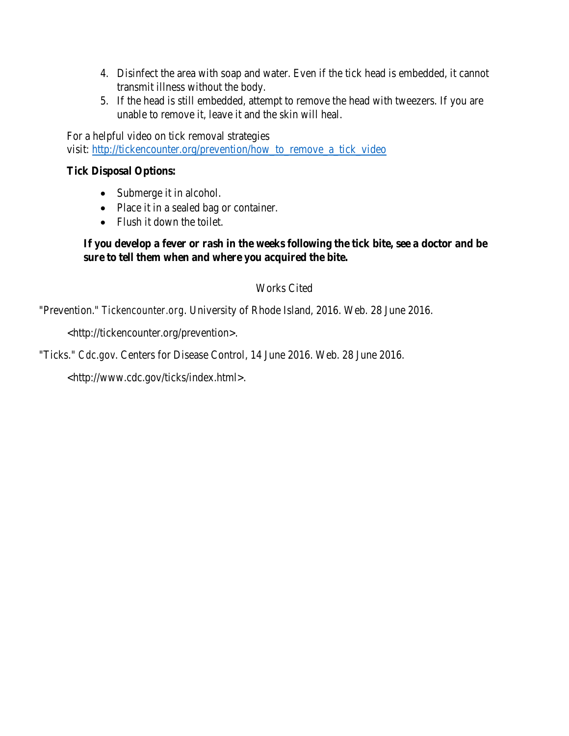4. Disinfect the area with soap and water. Even if the tick head is embedded, it cannot transmit illness without the body.
5. If the head is still embedded, attempt to remove the head with tweezers. If you are unable to remove it, leave it and the skin will heal.

For a helpful video on tick removal strategies visit: [http://tickencounter.org/prevention/how_to_remove_a_tick_video](http://tickencounter.org/prevention/how_to_remove_a_tick_video)

**Tick Disposal Options:**

- Submerge it in alcohol.
- Place it in a sealed bag or container.
- Flush it down the toilet.

**If you develop a fever or rash in the weeks following the tick bite, see a doctor and be sure to tell them when and where you acquired the bite.**

Works Cited

"Prevention." *Tickencounter.org*. University of Rhode Island, 2016. Web. 28 June 2016. <http://tickencounter.org/prevention>.

"Ticks." *Cdc.gov*. Centers for Disease Control, 14 June 2016. Web. 28 June 2016. <http://www.cdc.gov/ticks/index.html>.